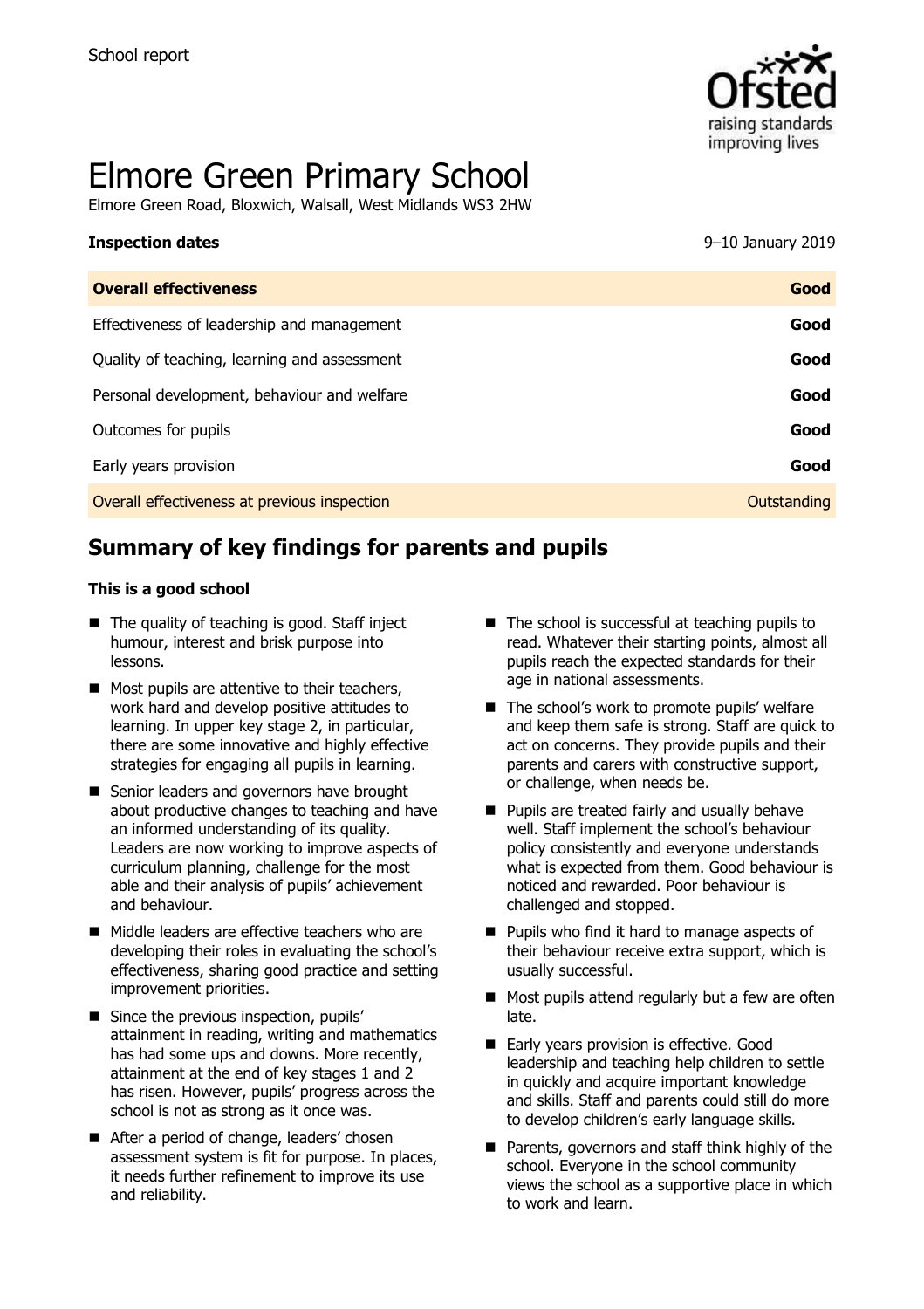School report

# Elmore Green Primary School

Elmore Green Road, Bloxwich, Walsall, West Midlands WS3 2HW

| **Inspection dates** | 9–10 January 2019 |
| --- | --- |
| **Overall effectiveness** | **Good** |
| Effectiveness of leadership and management | **Good** |
| Quality of teaching, learning and assessment | **Good** |
| Personal development, behaviour and welfare | **Good** |
| Outcomes for pupils | **Good** |
| Early years provision | **Good** |
| Overall effectiveness at previous inspection | Outstanding |

## Summary of key findings for parents and pupils

**This is a good school**

- The quality of teaching is good. Staff inject humour, interest and brisk purpose into lessons.
- Most pupils are attentive to their teachers, work hard and develop positive attitudes to learning. In upper key stage 2, in particular, there are some innovative and highly effective strategies for engaging all pupils in learning.
- Senior leaders and governors have brought about productive changes to teaching and have an informed understanding of its quality. Leaders are now working to improve aspects of curriculum planning, challenge for the most able and their analysis of pupils' achievement and behaviour.
- Middle leaders are effective teachers who are developing their roles in evaluating the school's effectiveness, sharing good practice and setting improvement priorities.
- Since the previous inspection, pupils' attainment in reading, writing and mathematics has had some ups and downs. More recently, attainment at the end of key stages 1 and 2 has risen. However, pupils' progress across the school is not as strong as it once was.
- After a period of change, leaders' chosen assessment system is fit for purpose. In places, it needs further refinement to improve its use and reliability.
- The school is successful at teaching pupils to read. Whatever their starting points, almost all pupils reach the expected standards for their age in national assessments.
- The school's work to promote pupils' welfare and keep them safe is strong. Staff are quick to act on concerns. They provide pupils and their parents and carers with constructive support, or challenge, when needs be.
- Pupils are treated fairly and usually behave well. Staff implement the school's behaviour policy consistently and everyone understands what is expected from them. Good behaviour is noticed and rewarded. Poor behaviour is challenged and stopped.
- Pupils who find it hard to manage aspects of their behaviour receive extra support, which is usually successful.
- Most pupils attend regularly but a few are often late.
- Early years provision is effective. Good leadership and teaching help children to settle in quickly and acquire important knowledge and skills. Staff and parents could still do more to develop children's early language skills.
- Parents, governors and staff think highly of the school. Everyone in the school community views the school as a supportive place in which to work and learn.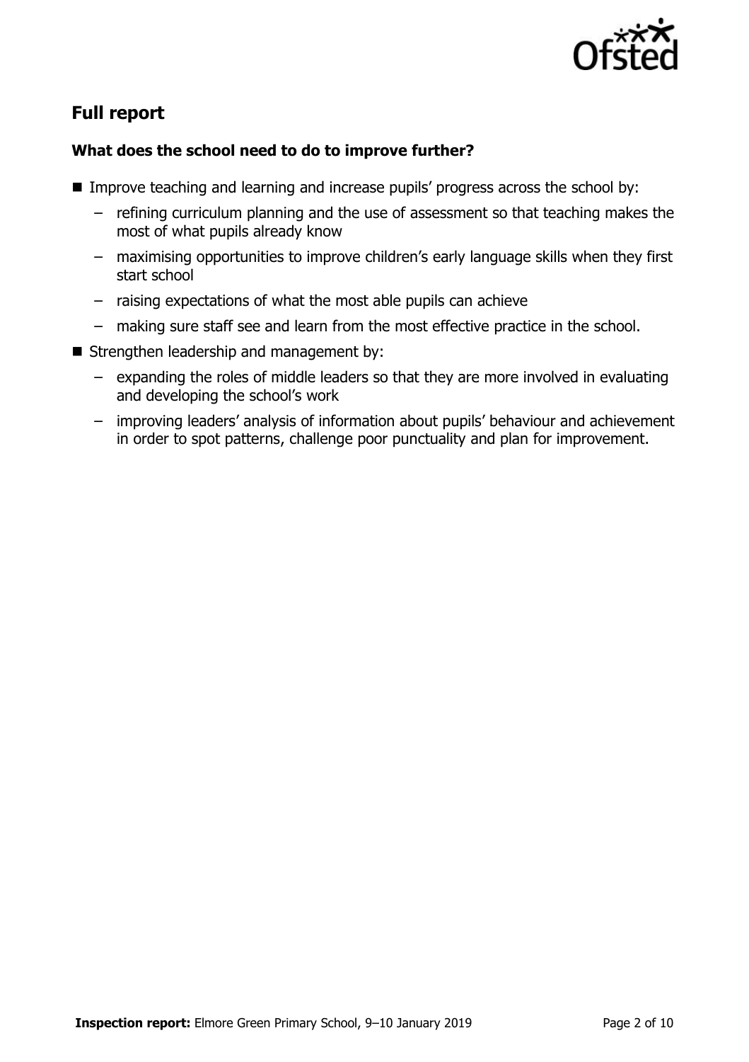## Full report

### What does the school need to do to improve further?

- Improve teaching and learning and increase pupils' progress across the school by:
  - refining curriculum planning and the use of assessment so that teaching makes the most of what pupils already know
  - maximising opportunities to improve children's early language skills when they first start school
  - raising expectations of what the most able pupils can achieve
  - making sure staff see and learn from the most effective practice in the school.
- Strengthen leadership and management by:
  - expanding the roles of middle leaders so that they are more involved in evaluating and developing the school's work
  - improving leaders' analysis of information about pupils' behaviour and achievement in order to spot patterns, challenge poor punctuality and plan for improvement.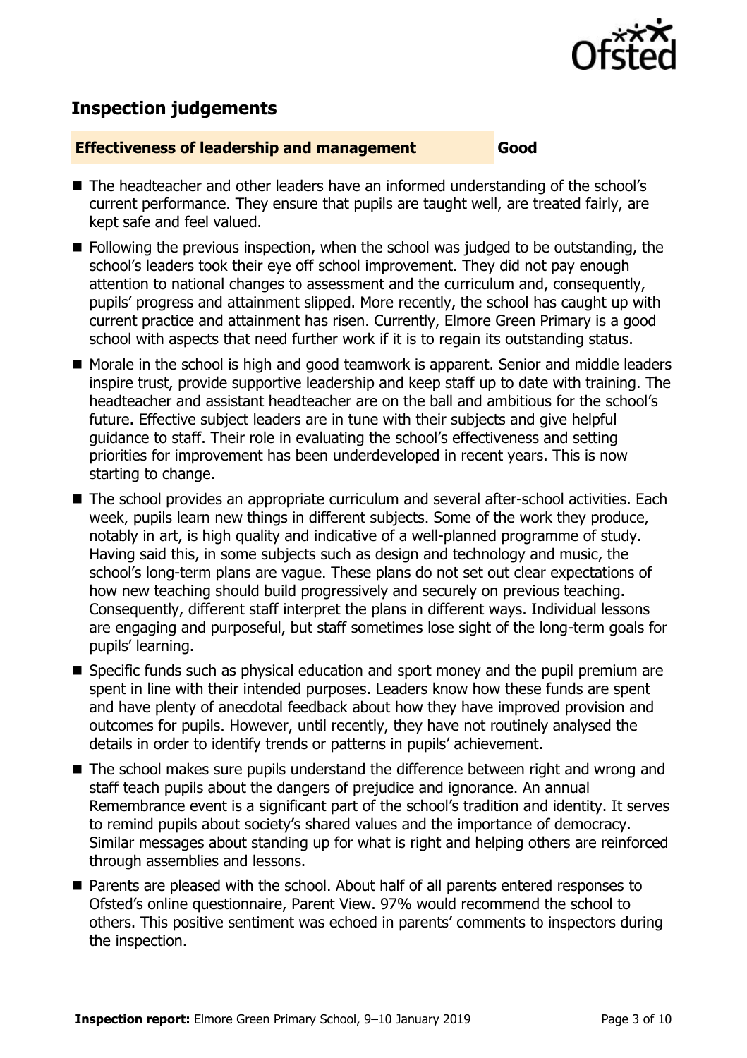## Inspection judgements

**Effectiveness of leadership and management** **Good**

- The headteacher and other leaders have an informed understanding of the school's current performance. They ensure that pupils are taught well, are treated fairly, are kept safe and feel valued.
- Following the previous inspection, when the school was judged to be outstanding, the school's leaders took their eye off school improvement. They did not pay enough attention to national changes to assessment and the curriculum and, consequently, pupils' progress and attainment slipped. More recently, the school has caught up with current practice and attainment has risen. Currently, Elmore Green Primary is a good school with aspects that need further work if it is to regain its outstanding status.
- Morale in the school is high and good teamwork is apparent. Senior and middle leaders inspire trust, provide supportive leadership and keep staff up to date with training. The headteacher and assistant headteacher are on the ball and ambitious for the school's future. Effective subject leaders are in tune with their subjects and give helpful guidance to staff. Their role in evaluating the school's effectiveness and setting priorities for improvement has been underdeveloped in recent years. This is now starting to change.
- The school provides an appropriate curriculum and several after-school activities. Each week, pupils learn new things in different subjects. Some of the work they produce, notably in art, is high quality and indicative of a well-planned programme of study. Having said this, in some subjects such as design and technology and music, the school's long-term plans are vague. These plans do not set out clear expectations of how new teaching should build progressively and securely on previous teaching. Consequently, different staff interpret the plans in different ways. Individual lessons are engaging and purposeful, but staff sometimes lose sight of the long-term goals for pupils' learning.
- Specific funds such as physical education and sport money and the pupil premium are spent in line with their intended purposes. Leaders know how these funds are spent and have plenty of anecdotal feedback about how they have improved provision and outcomes for pupils. However, until recently, they have not routinely analysed the details in order to identify trends or patterns in pupils' achievement.
- The school makes sure pupils understand the difference between right and wrong and staff teach pupils about the dangers of prejudice and ignorance. An annual Remembrance event is a significant part of the school's tradition and identity. It serves to remind pupils about society's shared values and the importance of democracy. Similar messages about standing up for what is right and helping others are reinforced through assemblies and lessons.
- Parents are pleased with the school. About half of all parents entered responses to Ofsted's online questionnaire, Parent View. 97% would recommend the school to others. This positive sentiment was echoed in parents' comments to inspectors during the inspection.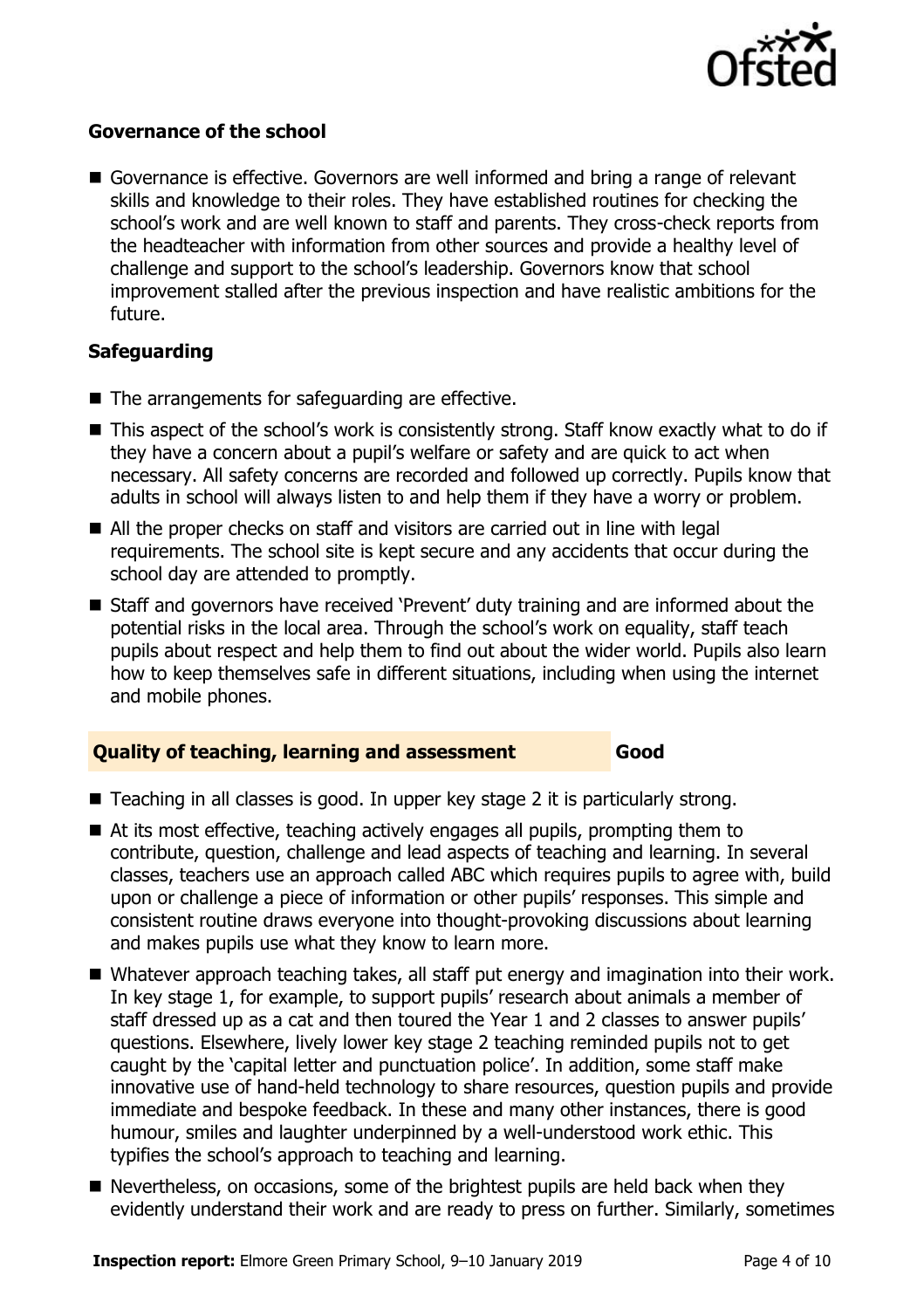### Governance of the school

- Governance is effective. Governors are well informed and bring a range of relevant skills and knowledge to their roles. They have established routines for checking the school's work and are well known to staff and parents. They cross-check reports from the headteacher with information from other sources and provide a healthy level of challenge and support to the school's leadership. Governors know that school improvement stalled after the previous inspection and have realistic ambitions for the future.

### Safeguarding

- The arrangements for safeguarding are effective.
- This aspect of the school's work is consistently strong. Staff know exactly what to do if they have a concern about a pupil's welfare or safety and are quick to act when necessary. All safety concerns are recorded and followed up correctly. Pupils know that adults in school will always listen to and help them if they have a worry or problem.
- All the proper checks on staff and visitors are carried out in line with legal requirements. The school site is kept secure and any accidents that occur during the school day are attended to promptly.
- Staff and governors have received 'Prevent' duty training and are informed about the potential risks in the local area. Through the school's work on equality, staff teach pupils about respect and help them to find out about the wider world. Pupils also learn how to keep themselves safe in different situations, including when using the internet and mobile phones.

## Quality of teaching, learning and assessment — Good

- Teaching in all classes is good. In upper key stage 2 it is particularly strong.
- At its most effective, teaching actively engages all pupils, prompting them to contribute, question, challenge and lead aspects of teaching and learning. In several classes, teachers use an approach called ABC which requires pupils to agree with, build upon or challenge a piece of information or other pupils' responses. This simple and consistent routine draws everyone into thought-provoking discussions about learning and makes pupils use what they know to learn more.
- Whatever approach teaching takes, all staff put energy and imagination into their work. In key stage 1, for example, to support pupils' research about animals a member of staff dressed up as a cat and then toured the Year 1 and 2 classes to answer pupils' questions. Elsewhere, lively lower key stage 2 teaching reminded pupils not to get caught by the 'capital letter and punctuation police'. In addition, some staff make innovative use of hand-held technology to share resources, question pupils and provide immediate and bespoke feedback. In these and many other instances, there is good humour, smiles and laughter underpinned by a well-understood work ethic. This typifies the school's approach to teaching and learning.
- Nevertheless, on occasions, some of the brightest pupils are held back when they evidently understand their work and are ready to press on further. Similarly, sometimes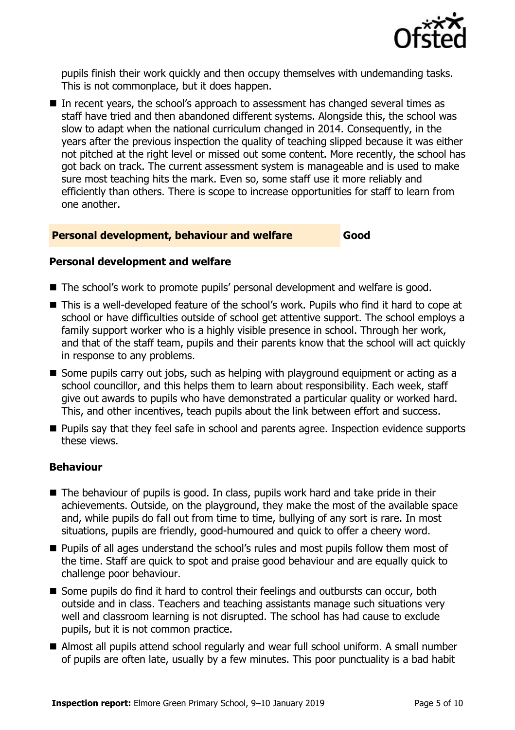pupils finish their work quickly and then occupy themselves with undemanding tasks. This is not commonplace, but it does happen.

- In recent years, the school's approach to assessment has changed several times as staff have tried and then abandoned different systems. Alongside this, the school was slow to adapt when the national curriculum changed in 2014. Consequently, in the years after the previous inspection the quality of teaching slipped because it was either not pitched at the right level or missed out some content. More recently, the school has got back on track. The current assessment system is manageable and is used to make sure most teaching hits the mark. Even so, some staff use it more reliably and efficiently than others. There is scope to increase opportunities for staff to learn from one another.

## Personal development, behaviour and welfare — Good

### Personal development and welfare

- The school's work to promote pupils' personal development and welfare is good.
- This is a well-developed feature of the school's work. Pupils who find it hard to cope at school or have difficulties outside of school get attentive support. The school employs a family support worker who is a highly visible presence in school. Through her work, and that of the staff team, pupils and their parents know that the school will act quickly in response to any problems.
- Some pupils carry out jobs, such as helping with playground equipment or acting as a school councillor, and this helps them to learn about responsibility. Each week, staff give out awards to pupils who have demonstrated a particular quality or worked hard. This, and other incentives, teach pupils about the link between effort and success.
- Pupils say that they feel safe in school and parents agree. Inspection evidence supports these views.

### Behaviour

- The behaviour of pupils is good. In class, pupils work hard and take pride in their achievements. Outside, on the playground, they make the most of the available space and, while pupils do fall out from time to time, bullying of any sort is rare. In most situations, pupils are friendly, good-humoured and quick to offer a cheery word.
- Pupils of all ages understand the school's rules and most pupils follow them most of the time. Staff are quick to spot and praise good behaviour and are equally quick to challenge poor behaviour.
- Some pupils do find it hard to control their feelings and outbursts can occur, both outside and in class. Teachers and teaching assistants manage such situations very well and classroom learning is not disrupted. The school has had cause to exclude pupils, but it is not common practice.
- Almost all pupils attend school regularly and wear full school uniform. A small number of pupils are often late, usually by a few minutes. This poor punctuality is a bad habit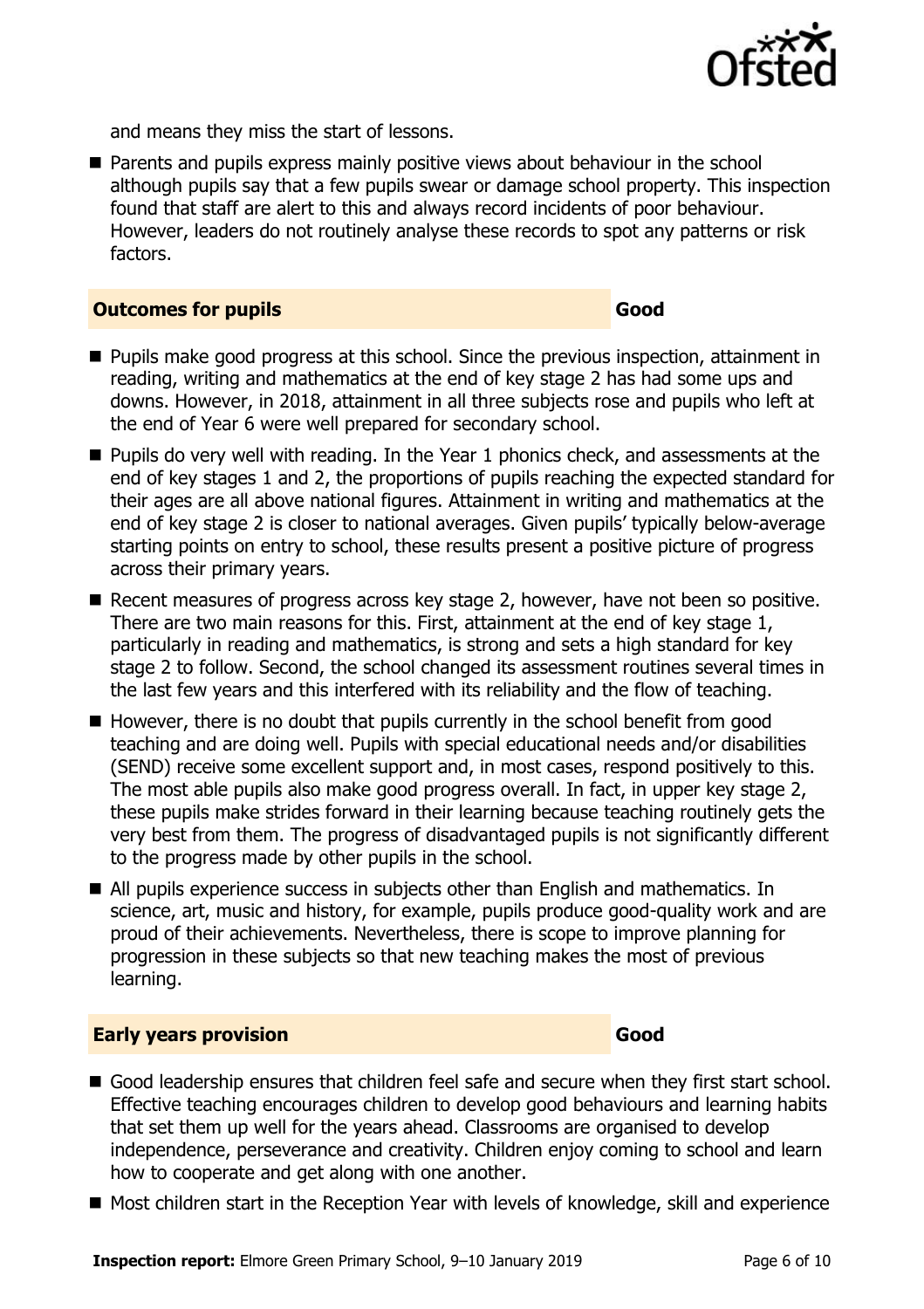and means they miss the start of lessons.

- Parents and pupils express mainly positive views about behaviour in the school although pupils say that a few pupils swear or damage school property. This inspection found that staff are alert to this and always record incidents of poor behaviour. However, leaders do not routinely analyse these records to spot any patterns or risk factors.

## Outcomes for pupils — Good

- Pupils make good progress at this school. Since the previous inspection, attainment in reading, writing and mathematics at the end of key stage 2 has had some ups and downs. However, in 2018, attainment in all three subjects rose and pupils who left at the end of Year 6 were well prepared for secondary school.
- Pupils do very well with reading. In the Year 1 phonics check, and assessments at the end of key stages 1 and 2, the proportions of pupils reaching the expected standard for their ages are all above national figures. Attainment in writing and mathematics at the end of key stage 2 is closer to national averages. Given pupils' typically below-average starting points on entry to school, these results present a positive picture of progress across their primary years.
- Recent measures of progress across key stage 2, however, have not been so positive. There are two main reasons for this. First, attainment at the end of key stage 1, particularly in reading and mathematics, is strong and sets a high standard for key stage 2 to follow. Second, the school changed its assessment routines several times in the last few years and this interfered with its reliability and the flow of teaching.
- However, there is no doubt that pupils currently in the school benefit from good teaching and are doing well. Pupils with special educational needs and/or disabilities (SEND) receive some excellent support and, in most cases, respond positively to this. The most able pupils also make good progress overall. In fact, in upper key stage 2, these pupils make strides forward in their learning because teaching routinely gets the very best from them. The progress of disadvantaged pupils is not significantly different to the progress made by other pupils in the school.
- All pupils experience success in subjects other than English and mathematics. In science, art, music and history, for example, pupils produce good-quality work and are proud of their achievements. Nevertheless, there is scope to improve planning for progression in these subjects so that new teaching makes the most of previous learning.

## Early years provision — Good

- Good leadership ensures that children feel safe and secure when they first start school. Effective teaching encourages children to develop good behaviours and learning habits that set them up well for the years ahead. Classrooms are organised to develop independence, perseverance and creativity. Children enjoy coming to school and learn how to cooperate and get along with one another.
- Most children start in the Reception Year with levels of knowledge, skill and experience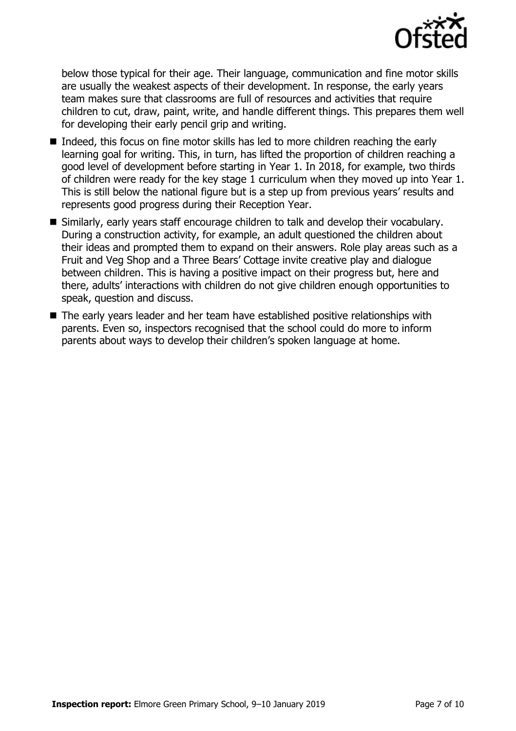below those typical for their age. Their language, communication and fine motor skills are usually the weakest aspects of their development. In response, the early years team makes sure that classrooms are full of resources and activities that require children to cut, draw, paint, write, and handle different things. This prepares them well for developing their early pencil grip and writing.

- Indeed, this focus on fine motor skills has led to more children reaching the early learning goal for writing. This, in turn, has lifted the proportion of children reaching a good level of development before starting in Year 1. In 2018, for example, two thirds of children were ready for the key stage 1 curriculum when they moved up into Year 1. This is still below the national figure but is a step up from previous years' results and represents good progress during their Reception Year.
- Similarly, early years staff encourage children to talk and develop their vocabulary. During a construction activity, for example, an adult questioned the children about their ideas and prompted them to expand on their answers. Role play areas such as a Fruit and Veg Shop and a Three Bears' Cottage invite creative play and dialogue between children. This is having a positive impact on their progress but, here and there, adults' interactions with children do not give children enough opportunities to speak, question and discuss.
- The early years leader and her team have established positive relationships with parents. Even so, inspectors recognised that the school could do more to inform parents about ways to develop their children's spoken language at home.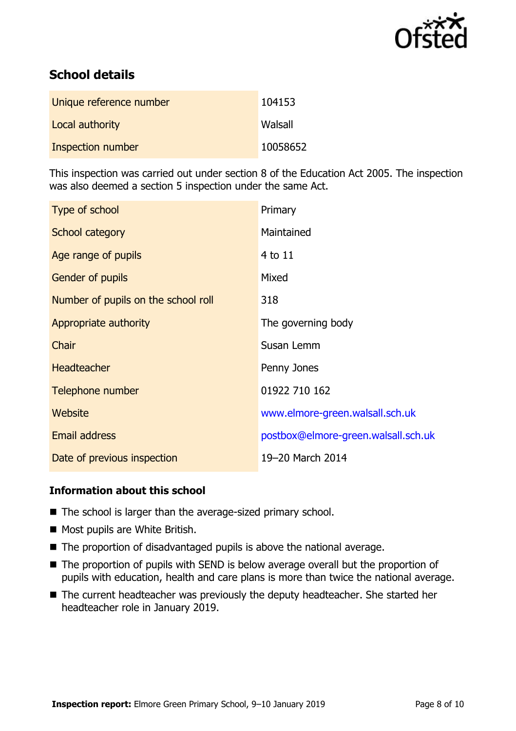## School details

| | |
|---|---|
| Unique reference number | 104153 |
| Local authority | Walsall |
| Inspection number | 10058652 |

This inspection was carried out under section 8 of the Education Act 2005. The inspection was also deemed a section 5 inspection under the same Act.

| | |
|---|---|
| Type of school | Primary |
| School category | Maintained |
| Age range of pupils | 4 to 11 |
| Gender of pupils | Mixed |
| Number of pupils on the school roll | 318 |
| Appropriate authority | The governing body |
| Chair | Susan Lemm |
| Headteacher | Penny Jones |
| Telephone number | 01922 710 162 |
| Website | www.elmore-green.walsall.sch.uk |
| Email address | postbox@elmore-green.walsall.sch.uk |
| Date of previous inspection | 19–20 March 2014 |

### Information about this school

- The school is larger than the average-sized primary school.
- Most pupils are White British.
- The proportion of disadvantaged pupils is above the national average.
- The proportion of pupils with SEND is below average overall but the proportion of pupils with education, health and care plans is more than twice the national average.
- The current headteacher was previously the deputy headteacher. She started her headteacher role in January 2019.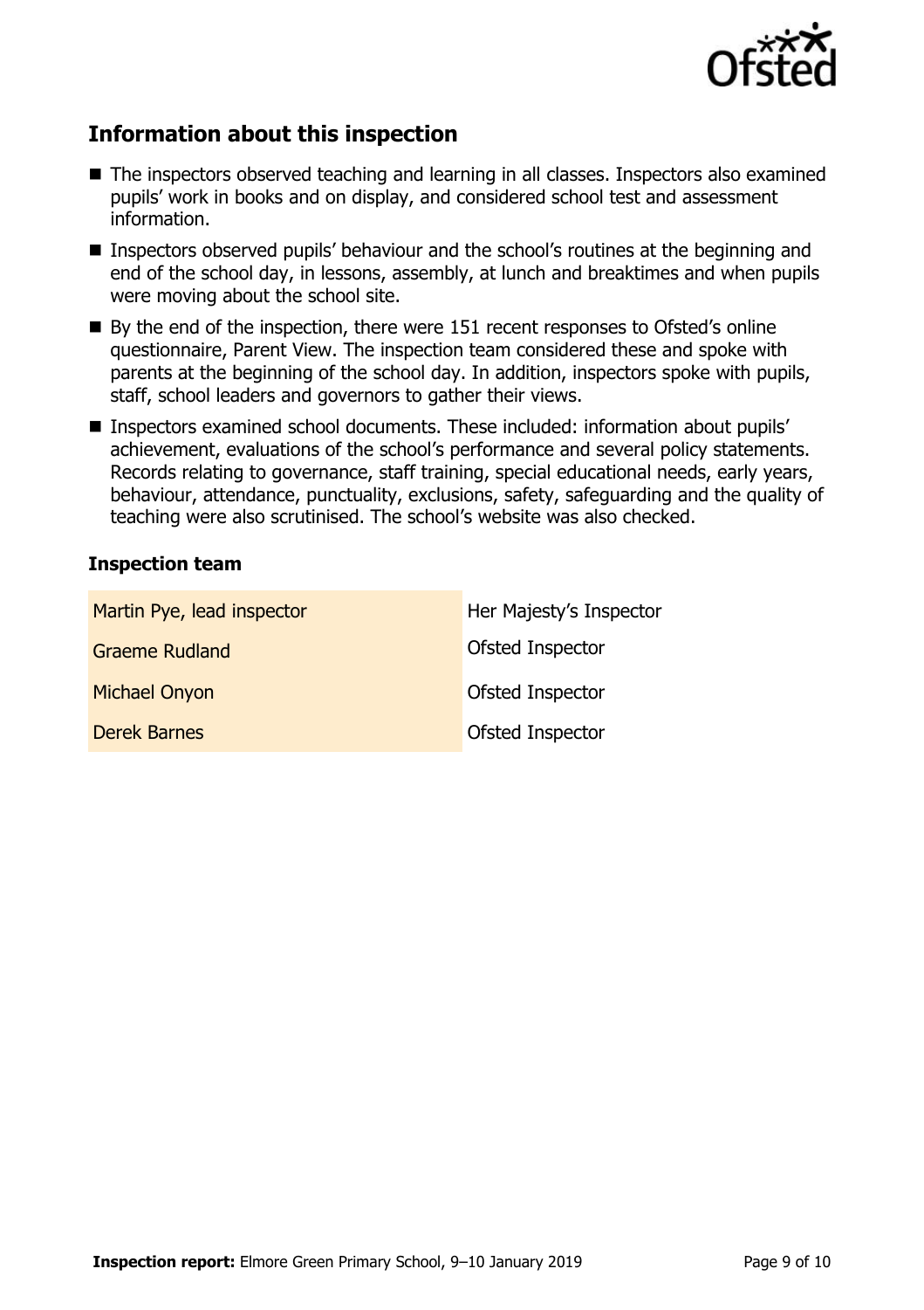## Information about this inspection

- The inspectors observed teaching and learning in all classes. Inspectors also examined pupils' work in books and on display, and considered school test and assessment information.
- Inspectors observed pupils' behaviour and the school's routines at the beginning and end of the school day, in lessons, assembly, at lunch and breaktimes and when pupils were moving about the school site.
- By the end of the inspection, there were 151 recent responses to Ofsted's online questionnaire, Parent View. The inspection team considered these and spoke with parents at the beginning of the school day. In addition, inspectors spoke with pupils, staff, school leaders and governors to gather their views.
- Inspectors examined school documents. These included: information about pupils' achievement, evaluations of the school's performance and several policy statements. Records relating to governance, staff training, special educational needs, early years, behaviour, attendance, punctuality, exclusions, safety, safeguarding and the quality of teaching were also scrutinised. The school's website was also checked.

### Inspection team

| | |
|---|---|
| Martin Pye, lead inspector | Her Majesty's Inspector |
| Graeme Rudland | Ofsted Inspector |
| Michael Onyon | Ofsted Inspector |
| Derek Barnes | Ofsted Inspector |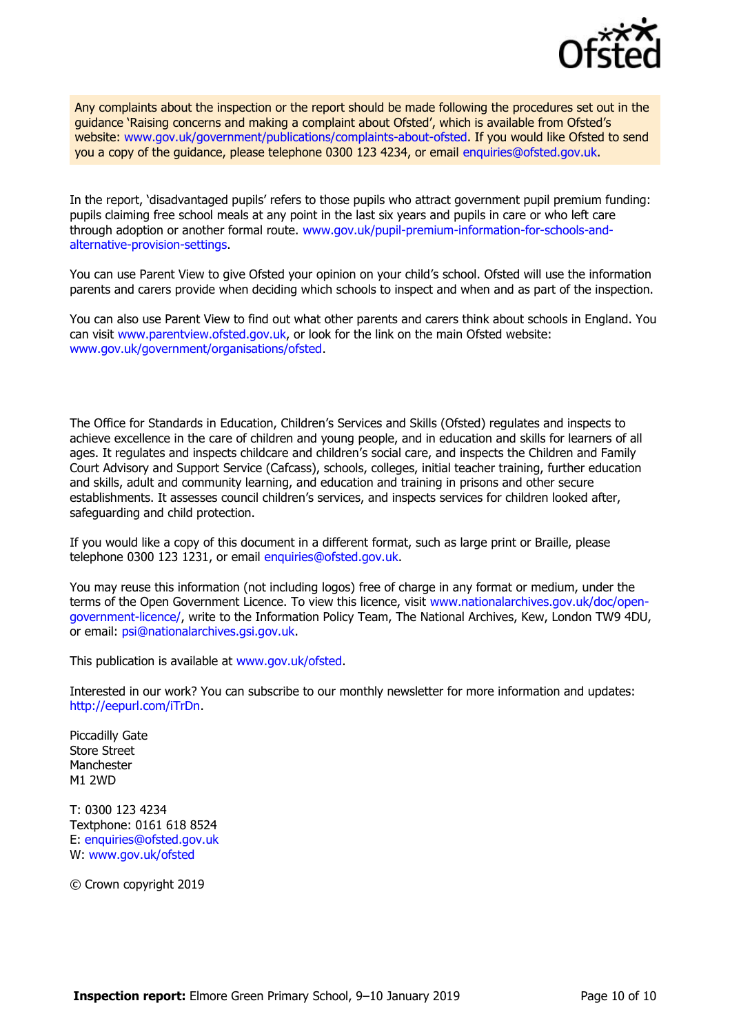Any complaints about the inspection or the report should be made following the procedures set out in the guidance 'Raising concerns and making a complaint about Ofsted', which is available from Ofsted's website: www.gov.uk/government/publications/complaints-about-ofsted. If you would like Ofsted to send you a copy of the guidance, please telephone 0300 123 4234, or email enquiries@ofsted.gov.uk.

In the report, 'disadvantaged pupils' refers to those pupils who attract government pupil premium funding: pupils claiming free school meals at any point in the last six years and pupils in care or who left care through adoption or another formal route. www.gov.uk/pupil-premium-information-for-schools-and-alternative-provision-settings.

You can use Parent View to give Ofsted your opinion on your child's school. Ofsted will use the information parents and carers provide when deciding which schools to inspect and when and as part of the inspection.

You can also use Parent View to find out what other parents and carers think about schools in England. You can visit www.parentview.ofsted.gov.uk, or look for the link on the main Ofsted website: www.gov.uk/government/organisations/ofsted.

The Office for Standards in Education, Children's Services and Skills (Ofsted) regulates and inspects to achieve excellence in the care of children and young people, and in education and skills for learners of all ages. It regulates and inspects childcare and children's social care, and inspects the Children and Family Court Advisory and Support Service (Cafcass), schools, colleges, initial teacher training, further education and skills, adult and community learning, and education and training in prisons and other secure establishments. It assesses council children's services, and inspects services for children looked after, safeguarding and child protection.

If you would like a copy of this document in a different format, such as large print or Braille, please telephone 0300 123 1231, or email enquiries@ofsted.gov.uk.

You may reuse this information (not including logos) free of charge in any format or medium, under the terms of the Open Government Licence. To view this licence, visit www.nationalarchives.gov.uk/doc/open-government-licence/, write to the Information Policy Team, The National Archives, Kew, London TW9 4DU, or email: psi@nationalarchives.gsi.gov.uk.

This publication is available at www.gov.uk/ofsted.

Interested in our work? You can subscribe to our monthly newsletter for more information and updates: http://eepurl.com/iTrDn.

Piccadilly Gate
Store Street
Manchester
M1 2WD

T: 0300 123 4234
Textphone: 0161 618 8524
E: enquiries@ofsted.gov.uk
W: www.gov.uk/ofsted

© Crown copyright 2019